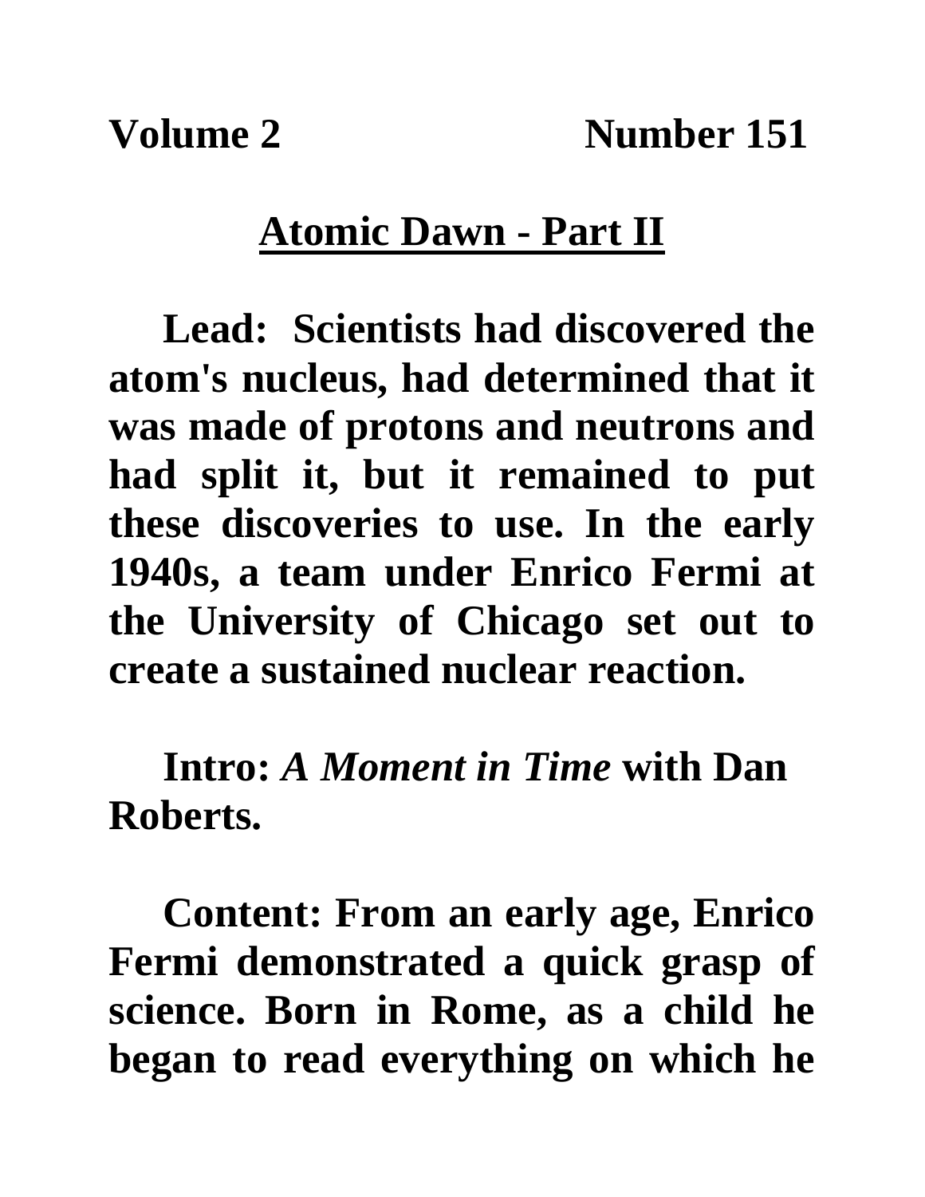**Volume 2** **Number 151**

## Atomic Dawn - Part II

**Lead: Scientists had discovered the atom's nucleus, had determined that it was made of protons and neutrons and had split it, but it remained to put these discoveries to use. In the early 1940s, a team under Enrico Fermi at the University of Chicago set out to create a sustained nuclear reaction.**

**Intro: *A Moment in Time* with Dan Roberts.**

**Content: From an early age, Enrico Fermi demonstrated a quick grasp of science. Born in Rome, as a child he began to read everything on which he**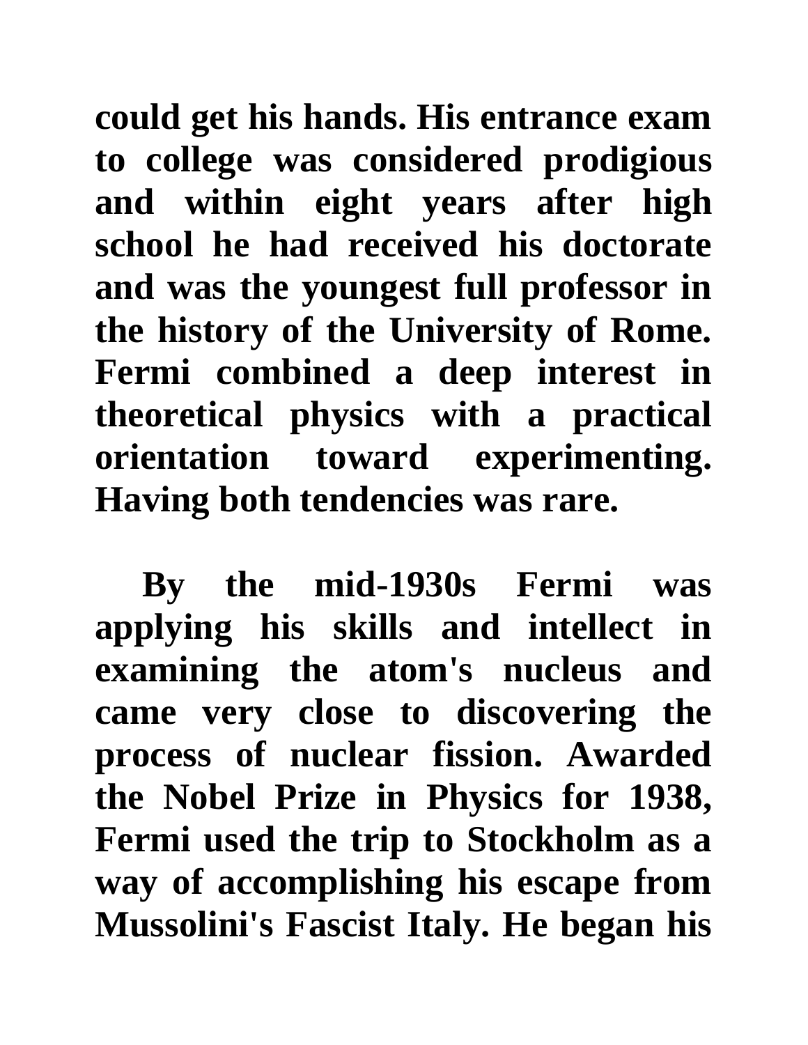could get his hands. His entrance exam to college was considered prodigious and within eight years after high school he had received his doctorate and was the youngest full professor in the history of the University of Rome. Fermi combined a deep interest in theoretical physics with a practical orientation toward experimenting. Having both tendencies was rare.

By the mid-1930s Fermi was applying his skills and intellect in examining the atom's nucleus and came very close to discovering the process of nuclear fission. Awarded the Nobel Prize in Physics for 1938, Fermi used the trip to Stockholm as a way of accomplishing his escape from Mussolini's Fascist Italy. He began his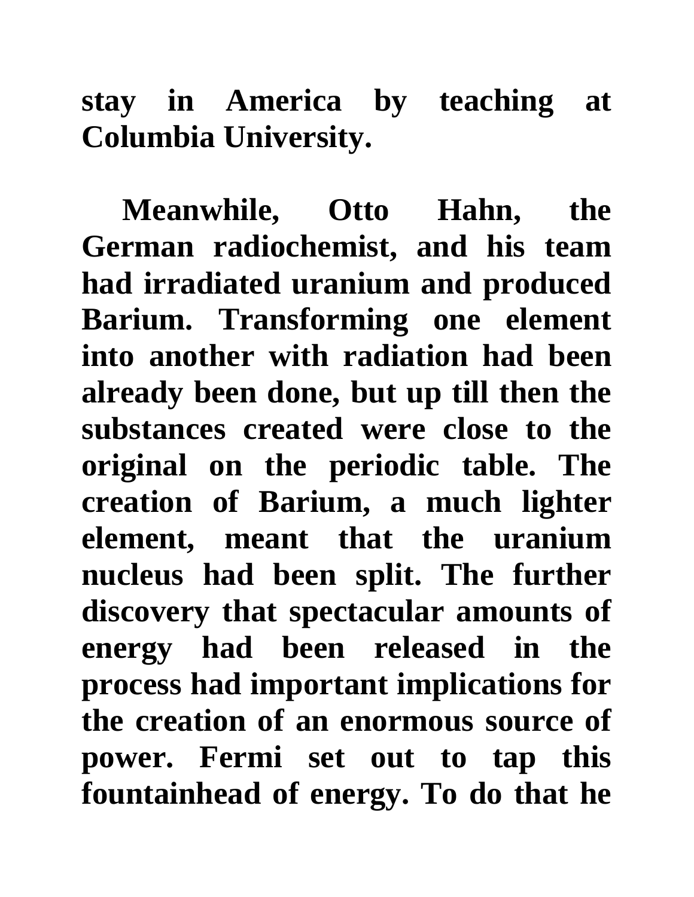**stay in America by teaching at Columbia University.**

**Meanwhile, Otto Hahn, the German radiochemist, and his team had irradiated uranium and produced Barium. Transforming one element into another with radiation had been already been done, but up till then the substances created were close to the original on the periodic table. The creation of Barium, a much lighter element, meant that the uranium nucleus had been split. The further discovery that spectacular amounts of energy had been released in the process had important implications for the creation of an enormous source of power. Fermi set out to tap this fountainhead of energy. To do that he**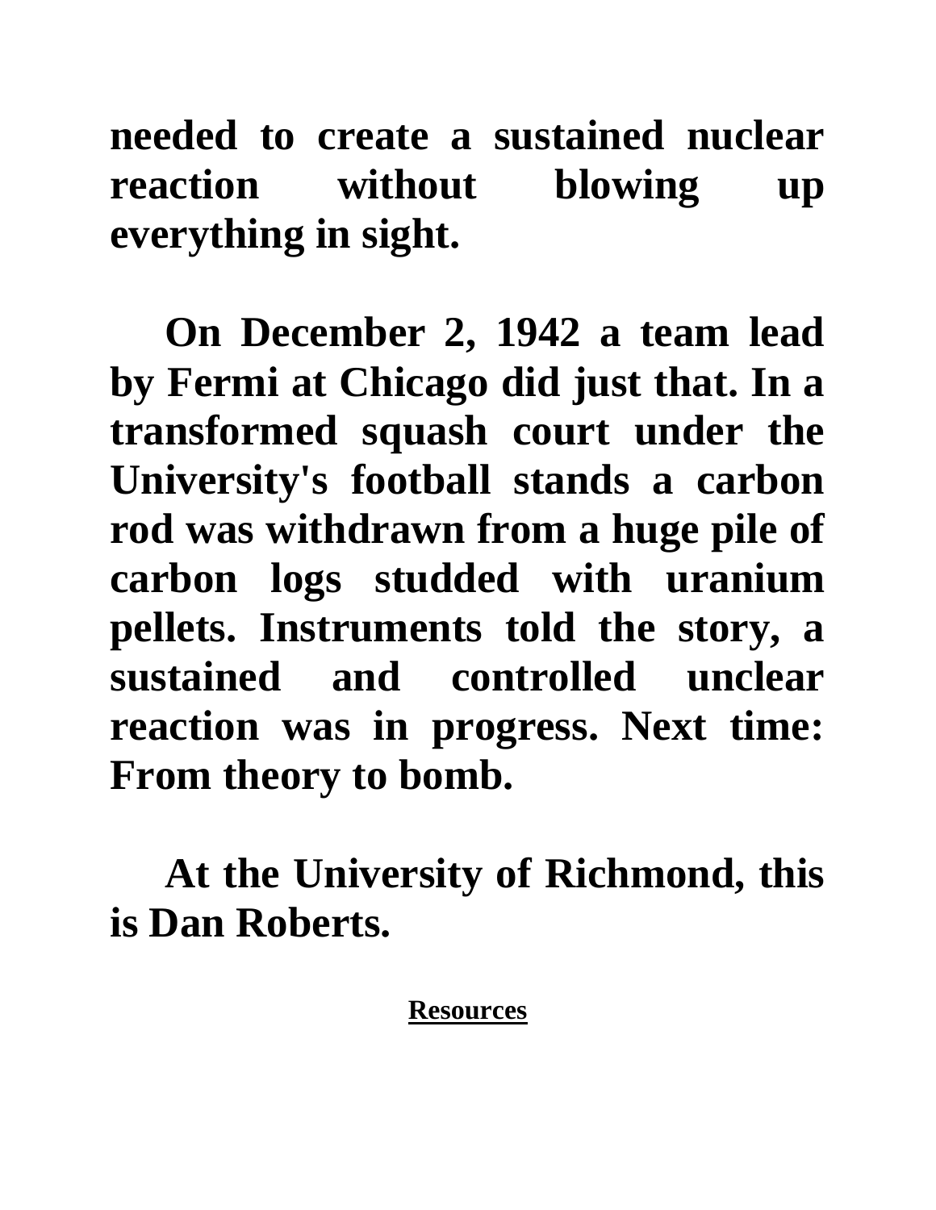**needed to create a sustained nuclear reaction without blowing up everything in sight.**

**On December 2, 1942 a team lead by Fermi at Chicago did just that. In a transformed squash court under the University's football stands a carbon rod was withdrawn from a huge pile of carbon logs studded with uranium pellets. Instruments told the story, a sustained and controlled unclear reaction was in progress. Next time: From theory to bomb.**

**At the University of Richmond, this is Dan Roberts.**

**Resources**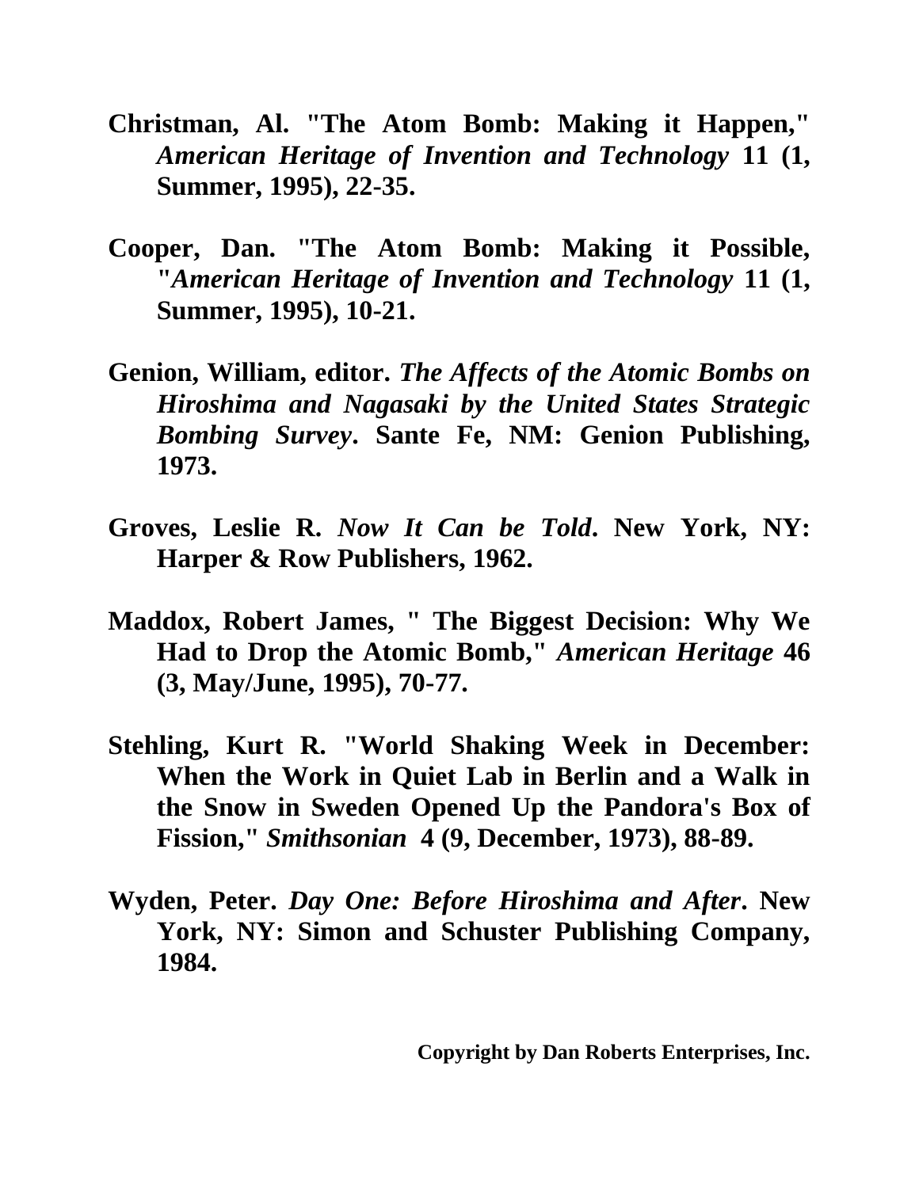**Christman, Al. "The Atom Bomb: Making it Happen,"** ***American Heritage of Invention and Technology*** **11 (1, Summer, 1995), 22-35.**

**Cooper, Dan. "The Atom Bomb: Making it Possible, "*American Heritage of Invention and Technology*** **11 (1, Summer, 1995), 10-21.**

**Genion, William, editor.** ***The Affects of the Atomic Bombs on Hiroshima and Nagasaki by the United States Strategic Bombing Survey*****. Sante Fe, NM: Genion Publishing, 1973.**

**Groves, Leslie R.** ***Now It Can be Told*****. New York, NY: Harper & Row Publishers, 1962.**

**Maddox, Robert James, " The Biggest Decision: Why We Had to Drop the Atomic Bomb,"** ***American Heritage*** **46 (3, May/June, 1995), 70-77.**

**Stehling, Kurt R. "World Shaking Week in December: When the Work in Quiet Lab in Berlin and a Walk in the Snow in Sweden Opened Up the Pandora's Box of Fission,"** ***Smithsonian*** **4 (9, December, 1973), 88-89.**

**Wyden, Peter.** ***Day One: Before Hiroshima and After*****. New York, NY: Simon and Schuster Publishing Company, 1984.**

**Copyright by Dan Roberts Enterprises, Inc.**